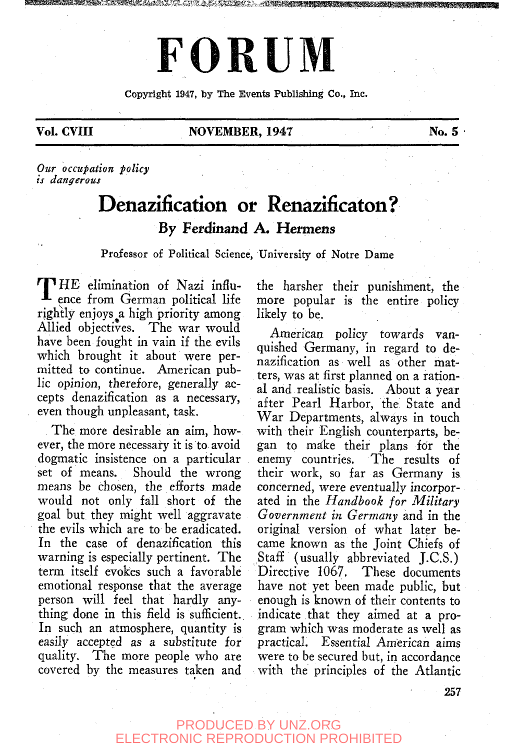# FORUM

Copyright 1947, by The Events Publishing Co., Inc.

Vol. CVIII | NOVEMBER, 1947 | No. 5

*Our occupation policy is dangerous*

## Denazification or Renazificaton?

### By Ferdinand A. Hermens

Professor of Political Science, University of Notre Dame

THE elimination of Nazi influence from German political life rightly enjoys a high priority among Allied objectives. The war would have been fought in vain if the evils which brought it about were permitted to continue. American public opinion, therefore, generally accepts denazification as a necessary, even though unpleasant, task.

The more desirable an aim, however, the more necessary it is to avoid dogmatic insistence on a particular set of means. Should the wrong means be chosen, the efforts made would not only fall short of the goal but they might well aggravate the evils which are to be eradicated. In the case of denazification this warning is especially pertinent. The term itself evokes such a favorable emotional response that the average person will feel that hardly anything done in this field is sufficient. In such an atmosphere, quantity is easily accepted as a substitute for quality. The more people who are covered by the measures taken and the harsher their punishment, the more popular is the entire policy likely to be.

American policy towards vanquished Germany, in regard to denazification as well as other matters, was at first planned on a rational and realistic basis. About a year after Pearl Harbor, the State and War Departments, always in touch with their English counterparts, began to make their plans for the enemy countries. The results of their work, so far as Germany is concerned, were eventually incorporated in the *Handbook for Military Government in Germany* and in the original version of what later became known as the Joint Chiefs of Staff (usually abbreviated J.C.S.) Directive 1067. These documents have not yet been made public, but enough is known of their contents to indicate that they aimed at a program which was moderate as well as practical. Essential American aims were to be secured but, in accordance with the principles of the Atlantic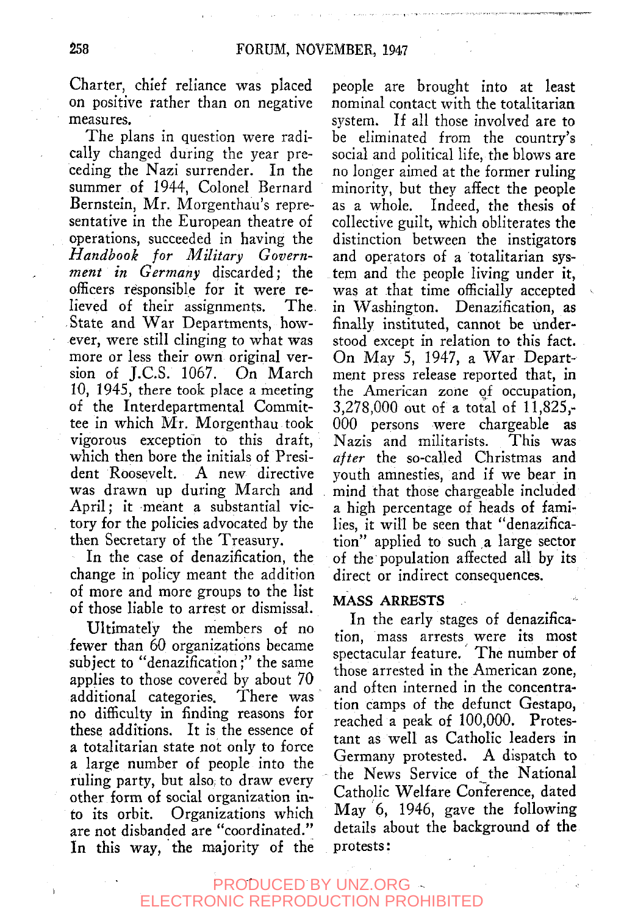Charter, chief reliance was placed on positive rather than on negative measures.

The plans in question were radically changed during the year preceding the Nazi surrender. In the summer of 1944, Colonel Bernard Bernstein, Mr. Morgenthau's representative in the European theatre of operations, succeeded in having the *Handbook for Military Government in Germany* discarded; the officers responsible for it were relieved of their assignments. The State and War Departments, however, were still clinging to what was more or less their own original version of J.C.S. 1067. On March 10, 1945, there took place a meeting of the Interdepartmental Committee in which Mr. Morgenthau took vigorous exception to this draft, which then bore the initials of President Roosevelt. A new directive was drawn up during March and April; it meant a substantial victory for the policies advocated by the then Secretary of the Treasury.

In the case of denazification, the change in policy meant the addition of more and more groups to the list of those liable to arrest or dismissal.

Ultimately the members of no fewer than 60 organizations became subject to "denazification;" the same applies to those covered by about 70 additional categories. There was no difficulty in finding reasons for these additions. It is the essence of a totalitarian state not only to force a large number of people into the ruling party, but also to draw every other form of social organization into its orbit. Organizations which are not disbanded are "coordinated." In this way, the majority of the people are brought into at least nominal contact with the totalitarian system. If all those involved are to be eliminated from the country's social and political life, the blows are no longer aimed at the former ruling minority, but they affect the people as a whole. Indeed, the thesis of collective guilt, which obliterates the distinction between the instigators and operators of a totalitarian system and the people living under it, was at that time officially accepted in Washington. Denazification, as finally instituted, cannot be understood except in relation to this fact. On May 5, 1947, a War Department press release reported that, in the American zone of occupation, 3,278,000 out of a total of 11,825,000 persons were chargeable as Nazis and militarists. This was *after* the so-called Christmas and youth amnesties, and if we bear in mind that those chargeable included a high percentage of heads of families, it will be seen that "denazification" applied to such a large sector of the population affected all by its direct or indirect consequences.

## MASS ARRESTS

In the early stages of denazification, mass arrests were its most spectacular feature. The number of those arrested in the American zone, and often interned in the concentration camps of the defunct Gestapo, reached a peak of 100,000. Protestant as well as Catholic leaders in Germany protested. A dispatch to the News Service of the National Catholic Welfare Conference, dated May 6, 1946, gave the following details about the background of the protests: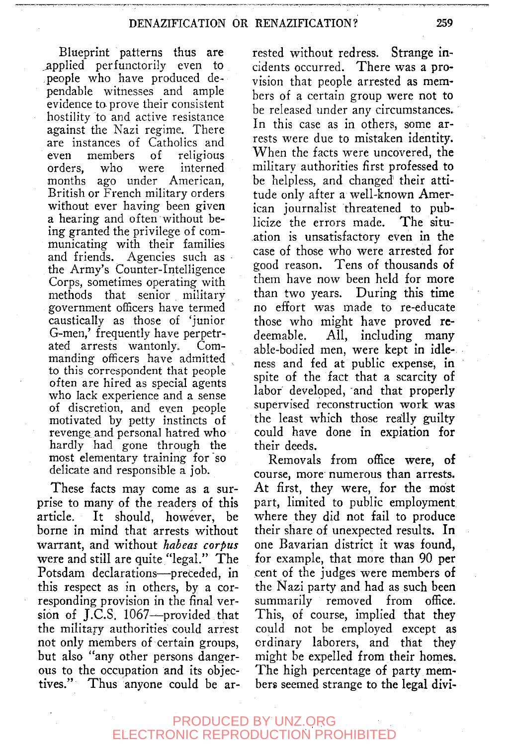Blueprint patterns thus are applied perfunctorily even to people who have produced dependable witnesses and ample evidence to prove their consistent hostility to and active resistance against the Nazi regime. There are instances of Catholics and even members of religious orders, who were interned months ago under American, British or French military orders without ever having been given a hearing and often without being granted the privilege of communicating with their families and friends. Agencies such as the Army's Counter-Intelligence Corps, sometimes operating with methods that senior military government officers have termed caustically as those of 'junior G-men,' frequently have perpetrated arrests wantonly. Commanding officers have admitted to this correspondent that people often are hired as special agents who lack experience and a sense of discretion, and even people motivated by petty instincts of revenge and personal hatred who hardly had gone through the most elementary training for so delicate and responsible a job.

These facts may come as a surprise to many of the readers of this article. It should, however, be borne in mind that arrests without warrant, and without *habeas corpus* were and still are quite "legal." The Potsdam declarations—preceded, in this respect as in others, by a corresponding provision in the final version of J.C.S. 1067—provided that the military authorities could arrest not only members of certain groups, but also "any other persons dangerous to the occupation and its objectives." Thus anyone could be arrested without redress. Strange incidents occurred. There was a provision that people arrested as members of a certain group were not to be released under any circumstances. In this case as in others, some arrests were due to mistaken identity. When the facts were uncovered, the military authorities first professed to be helpless, and changed their attitude only after a well-known American journalist threatened to publicize the errors made. The situation is unsatisfactory even in the case of those who were arrested for good reason. Tens of thousands of them have now been held for more than two years. During this time no effort was made to re-educate those who might have proved redeemable. All, including many able-bodied men, were kept in idleness and fed at public expense, in spite of the fact that a scarcity of labor developed, and that properly supervised reconstruction work was the least which those really guilty could have done in expiation for their deeds.

Removals from office were, of course, more numerous than arrests. At first, they were, for the most part, limited to public employment where they did not fail to produce their share of unexpected results. In one Bavarian district it was found, for example, that more than 90 per cent of the judges were members of the Nazi party and had as such been summarily removed from office. This, of course, implied that they could not be employed except as ordinary laborers, and that they might be expelled from their homes. The high percentage of party members seemed strange to the legal divi-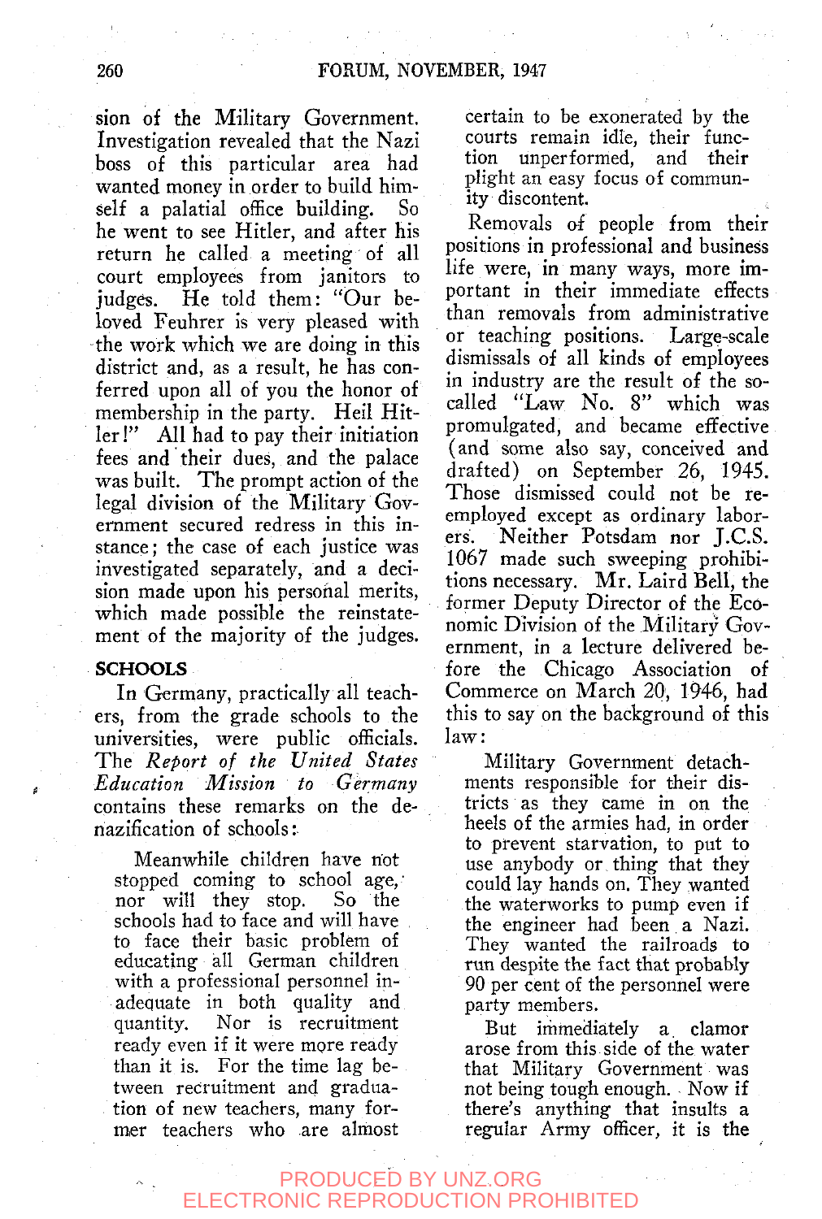sion of the Military Government. Investigation revealed that the Nazi boss of this particular area had wanted money in order to build himself a palatial office building. So he went to see Hitler, and after his return he called a meeting of all court employees from janitors to judges. He told them: "Our beloved Feuhrer is very pleased with the work which we are doing in this district and, as a result, he has conferred upon all of you the honor of membership in the party. Heil Hitler!" All had to pay their initiation fees and their dues, and the palace was built. The prompt action of the legal division of the Military Government secured redress in this instance; the case of each justice was investigated separately, and a decision made upon his personal merits, which made possible the reinstatement of the majority of the judges.

**SCHOOLS**

In Germany, practically all teachers, from the grade schools to the universities, were public officials. The *Report of the United States Education Mission to Germany* contains these remarks on the denazification of schools:

> Meanwhile children have not stopped coming to school age, nor will they stop. So the schools had to face and will have to face their basic problem of educating all German children with a professional personnel inadequate in both quality and quantity. Nor is recruitment ready even if it were more ready than it is. For the time lag between recruitment and graduation of new teachers, many former teachers who are almost certain to be exonerated by the courts remain idle, their function unperformed, and their plight an easy focus of community discontent.

Removals of people from their positions in professional and business life were, in many ways, more important in their immediate effects than removals from administrative or teaching positions. Large-scale dismissals of all kinds of employees in industry are the result of the so-called "Law No. 8" which was promulgated, and became effective (and some also say, conceived and drafted) on September 26, 1945. Those dismissed could not be reemployed except as ordinary laborers. Neither Potsdam nor J.C.S. 1067 made such sweeping prohibitions necessary. Mr. Laird Bell, the former Deputy Director of the Economic Division of the Military Government, in a lecture delivered before the Chicago Association of Commerce on March 20, 1946, had this to say on the background of this law:

> Military Government detachments responsible for their districts as they came in on the heels of the armies had, in order to prevent starvation, to put to use anybody or thing that they could lay hands on. They wanted the waterworks to pump even if the engineer had been a Nazi. They wanted the railroads to run despite the fact that probably 90 per cent of the personnel were party members.
>
> But immediately a clamor arose from this side of the water that Military Government was not being tough enough. Now if there's anything that insults a regular Army officer, it is the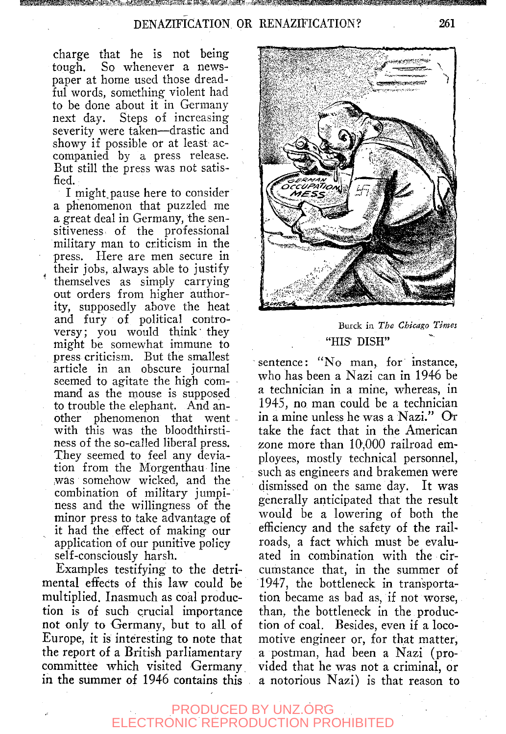charge that he is not being tough. So whenever a newspaper at home used those dreadful words, something violent had to be done about it in Germany next day. Steps of increasing severity were taken—drastic and showy if possible or at least accompanied by a press release. But still the press was not satisfied.

I might pause here to consider a phenomenon that puzzled me a great deal in Germany, the sensitiveness of the professional military man to criticism in the press. Here are men secure in their jobs, always able to justify themselves as simply carrying out orders from higher authority, supposedly above the heat and fury of political controversy; you would think they might be somewhat immune to press criticism. But the smallest article in an obscure journal seemed to agitate the high command as the mouse is supposed to trouble the elephant. And another phenomenon that went with this was the bloodthirstiness of the so-called liberal press. They seemed to feel any deviation from the Morgenthau line was somehow wicked, and the combination of military jumpiness and the willingness of the minor press to take advantage of it had the effect of making our application of our punitive policy self-consciously harsh.

Examples testifying to the detrimental effects of this law could be multiplied. Inasmuch as coal production is of such crucial importance not only to Germany, but to all of Europe, it is interesting to note that the report of a British parliamentary committee which visited Germany in the summer of 1946 contains this sentence: "No man, for instance, who has been a Nazi can in 1946 be a technician in a mine, whereas, in 1945, no man could be a technician in a mine unless he was a Nazi." Or take the fact that in the American zone more than 10,000 railroad employees, mostly technical personnel, such as engineers and brakemen were dismissed on the same day. It was generally anticipated that the result would be a lowering of both the efficiency and the safety of the railroads, a fact which must be evaluated in combination with the circumstance that, in the summer of 1947, the bottleneck in transportation became as bad as, if not worse, than, the bottleneck in the production of coal. Besides, even if a locomotive engineer or, for that matter, a postman, had been a Nazi (provided that he was not a criminal, or a notorious Nazi) is that reason to

Burck in *The Chicago Times*

"HIS DISH"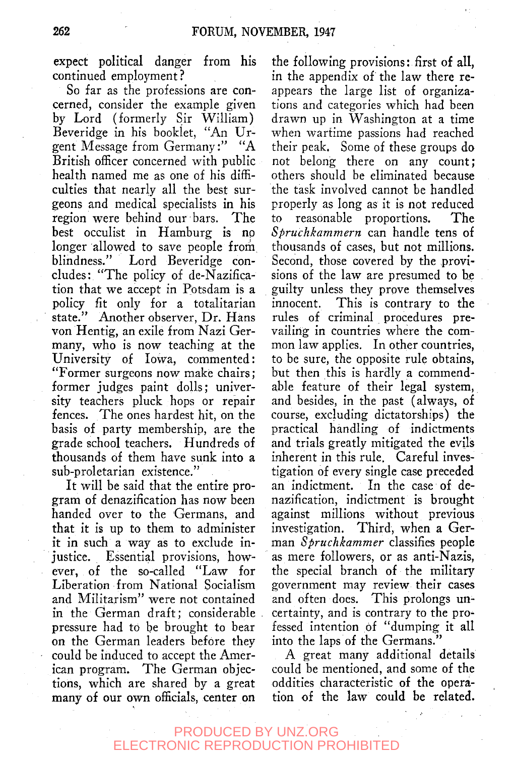expect political danger from his continued employment?

So far as the professions are concerned, consider the example given by Lord (formerly Sir William) Beveridge in his booklet, "An Urgent Message from Germany:" "A British officer concerned with public health named me as one of his difficulties that nearly all the best surgeons and medical specialists in his region were behind our bars. The best occulist in Hamburg is no longer allowed to save people from blindness." Lord Beveridge concludes: "The policy of de-Nazification that we accept in Potsdam is a policy fit only for a totalitarian state." Another observer, Dr. Hans von Hentig, an exile from Nazi Germany, who is now teaching at the University of Iowa, commented: "Former surgeons now make chairs; former judges paint dolls; university teachers pluck hops or repair fences. The ones hardest hit, on the basis of party membership, are the grade school teachers. Hundreds of thousands of them have sunk into a sub-proletarian existence."

It will be said that the entire program of denazification has now been handed over to the Germans, and that it is up to them to administer it in such a way as to exclude injustice. Essential provisions, however, of the so-called "Law for Liberation from National Socialism and Militarism" were not contained in the German draft; considerable pressure had to be brought to bear on the German leaders before they could be induced to accept the American program. The German objections, which are shared by a great many of our own officials, center on the following provisions: first of all, in the appendix of the law there reappears the large list of organizations and categories which had been drawn up in Washington at a time when wartime passions had reached their peak. Some of these groups do not belong there on any count; others should be eliminated because the task involved cannot be handled properly as long as it is not reduced to reasonable proportions. The *Spruchkammern* can handle tens of thousands of cases, but not millions. Second, those covered by the provisions of the law are presumed to be guilty unless they prove themselves innocent. This is contrary to the rules of criminal procedures prevailing in countries where the common law applies. In other countries, to be sure, the opposite rule obtains, but then this is hardly a commendable feature of their legal system, and besides, in the past (always, of course, excluding dictatorships) the practical handling of indictments and trials greatly mitigated the evils inherent in this rule. Careful investigation of every single case preceded an indictment. In the case of denazification, indictment is brought against millions without previous investigation. Third, when a German *Spruchkammer* classifies people as mere followers, or as anti-Nazis, the special branch of the military government may review their cases and often does. This prolongs uncertainty, and is contrary to the professed intention of "dumping it all into the laps of the Germans."

A great many additional details could be mentioned, and some of the oddities characteristic of the operation of the law could be related.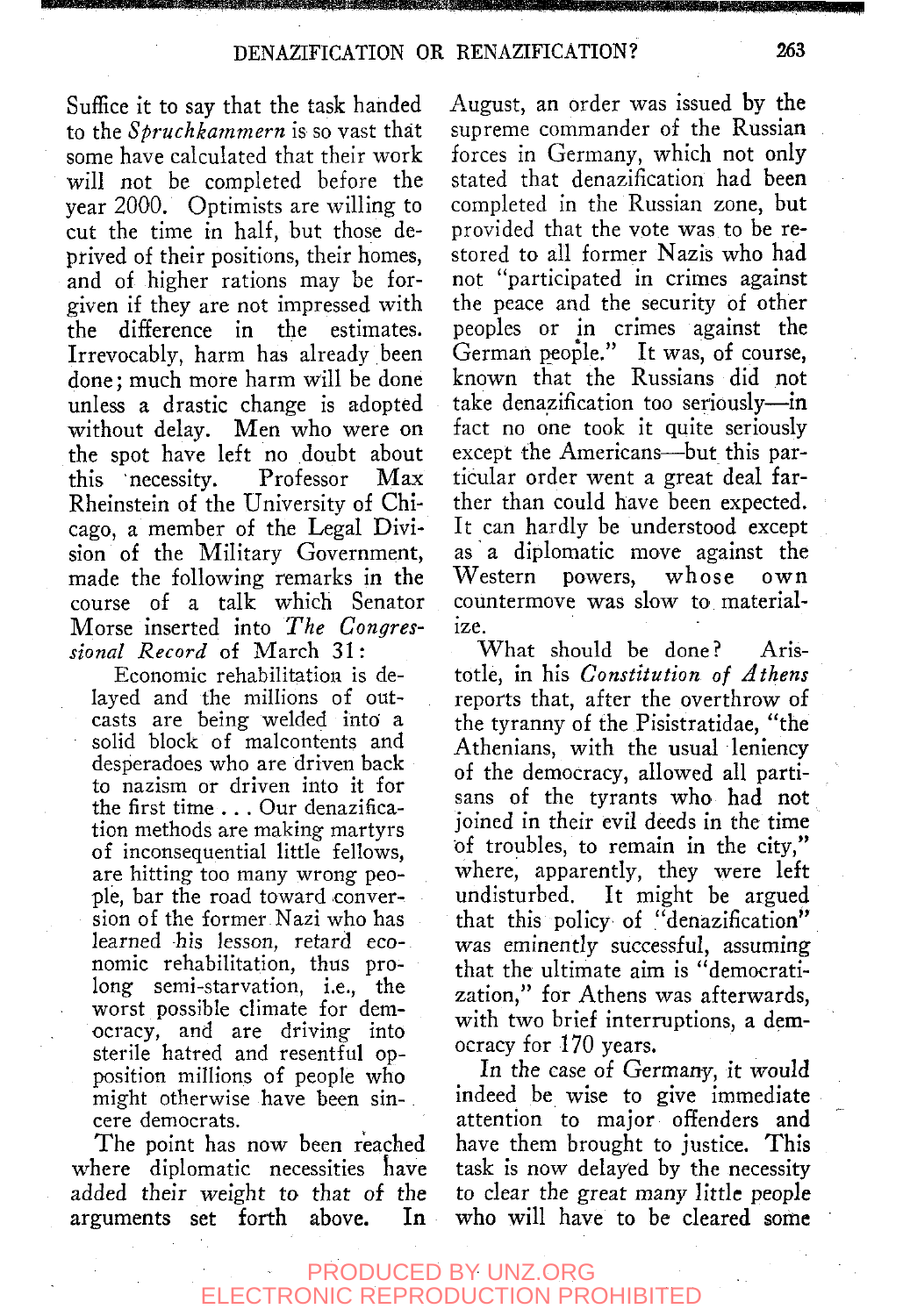Suffice it to say that the task handed to the *Spruchkammern* is so vast that some have calculated that their work will not be completed before the year 2000. Optimists are willing to cut the time in half, but those deprived of their positions, their homes, and of higher rations may be forgiven if they are not impressed with the difference in the estimates. Irrevocably, harm has already been done; much more harm will be done unless a drastic change is adopted without delay. Men who were on the spot have left no doubt about this necessity. Professor Max Rheinstein of the University of Chicago, a member of the Legal Division of the Military Government, made the following remarks in the course of a talk which Senator Morse inserted into *The Congressional Record* of March 31:

> Economic rehabilitation is delayed and the millions of outcasts are being welded into a solid block of malcontents and desperadoes who are driven back to nazism or driven into it for the first time . . . Our denazification methods are making martyrs of inconsequential little fellows, are hitting too many wrong people, bar the road toward conversion of the former Nazi who has learned his lesson, retard economic rehabilitation, thus prolong semi-starvation, i.e., the worst possible climate for democracy, and are driving into sterile hatred and resentful opposition millions of people who might otherwise have been sincere democrats.

The point has now been reached where diplomatic necessities have added their weight to that of the arguments set forth above. In August, an order was issued by the supreme commander of the Russian forces in Germany, which not only stated that denazification had been completed in the Russian zone, but provided that the vote was to be restored to all former Nazis who had not "participated in crimes against the peace and the security of other peoples or in crimes against the German people." It was, of course, known that the Russians did not take denazification too seriously—in fact no one took it quite seriously except the Americans—but this particular order went a great deal farther than could have been expected. It can hardly be understood except as a diplomatic move against the Western powers, whose own countermove was slow to materialize.

What should be done? Aristotle, in his *Constitution of Athens* reports that, after the overthrow of the tyranny of the Pisistratidae, "the Athenians, with the usual leniency of the democracy, allowed all partisans of the tyrants who had not joined in their evil deeds in the time of troubles, to remain in the city," where, apparently, they were left undisturbed. It might be argued that this policy of "denazification" was eminently successful, assuming that the ultimate aim is "democratization," for Athens was afterwards, with two brief interruptions, a democracy for 170 years.

In the case of Germany, it would indeed be wise to give immediate attention to major offenders and have them brought to justice. This task is now delayed by the necessity to clear the great many little people who will have to be cleared some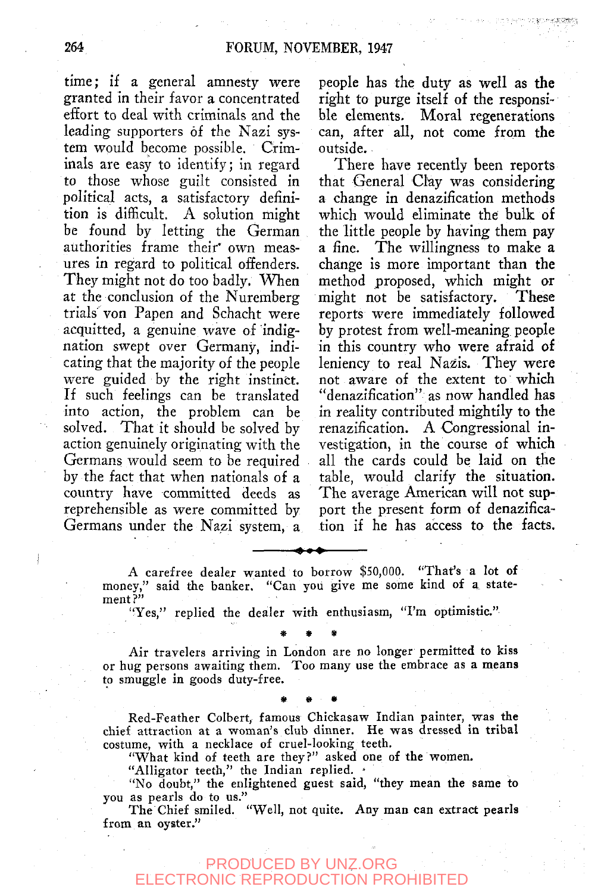time; if a general amnesty were granted in their favor a concentrated effort to deal with criminals and the leading supporters of the Nazi system would become possible. Criminals are easy to identify; in regard to those whose guilt consisted in political acts, a satisfactory definition is difficult. A solution might be found by letting the German authorities frame their own measures in regard to political offenders. They might not do too badly. When at the conclusion of the Nuremberg trials von Papen and Schacht were acquitted, a genuine wave of indignation swept over Germany, indicating that the majority of the people were guided by the right instinct. If such feelings can be translated into action, the problem can be solved. That it should be solved by action genuinely originating with the Germans would seem to be required by the fact that when nationals of a country have committed deeds as reprehensible as were committed by Germans under the Nazi system, a people has the duty as well as the right to purge itself of the responsible elements. Moral regenerations can, after all, not come from the outside.

There have recently been reports that General Clay was considering a change in denazification methods which would eliminate the bulk of the little people by having them pay a fine. The willingness to make a change is more important than the method proposed, which might or might not be satisfactory. These reports were immediately followed by protest from well-meaning people in this country who were afraid of leniency to real Nazis. They were not aware of the extent to which "denazification" as now handled has in reality contributed mightily to the renazification. A Congressional investigation, in the course of which all the cards could be laid on the table, would clarify the situation. The average American will not support the present form of denazification if he has access to the facts.

---

A carefree dealer wanted to borrow $50,000. "That's a lot of money," said the banker. "Can you give me some kind of a statement?"

"Yes," replied the dealer with enthusiasm, "I'm optimistic."

\* \* \*

Air travelers arriving in London are no longer permitted to kiss or hug persons awaiting them. Too many use the embrace as a means to smuggle in goods duty-free.

\* \* \*

Red-Feather Colbert, famous Chickasaw Indian painter, was the chief attraction at a woman's club dinner. He was dressed in tribal costume, with a necklace of cruel-looking teeth.

"What kind of teeth are they?" asked one of the women.

"Alligator teeth," the Indian replied.

"No doubt," the enlightened guest said, "they mean the same to you as pearls do to us."

The Chief smiled. "Well, not quite. Any man can extract pearls from an oyster."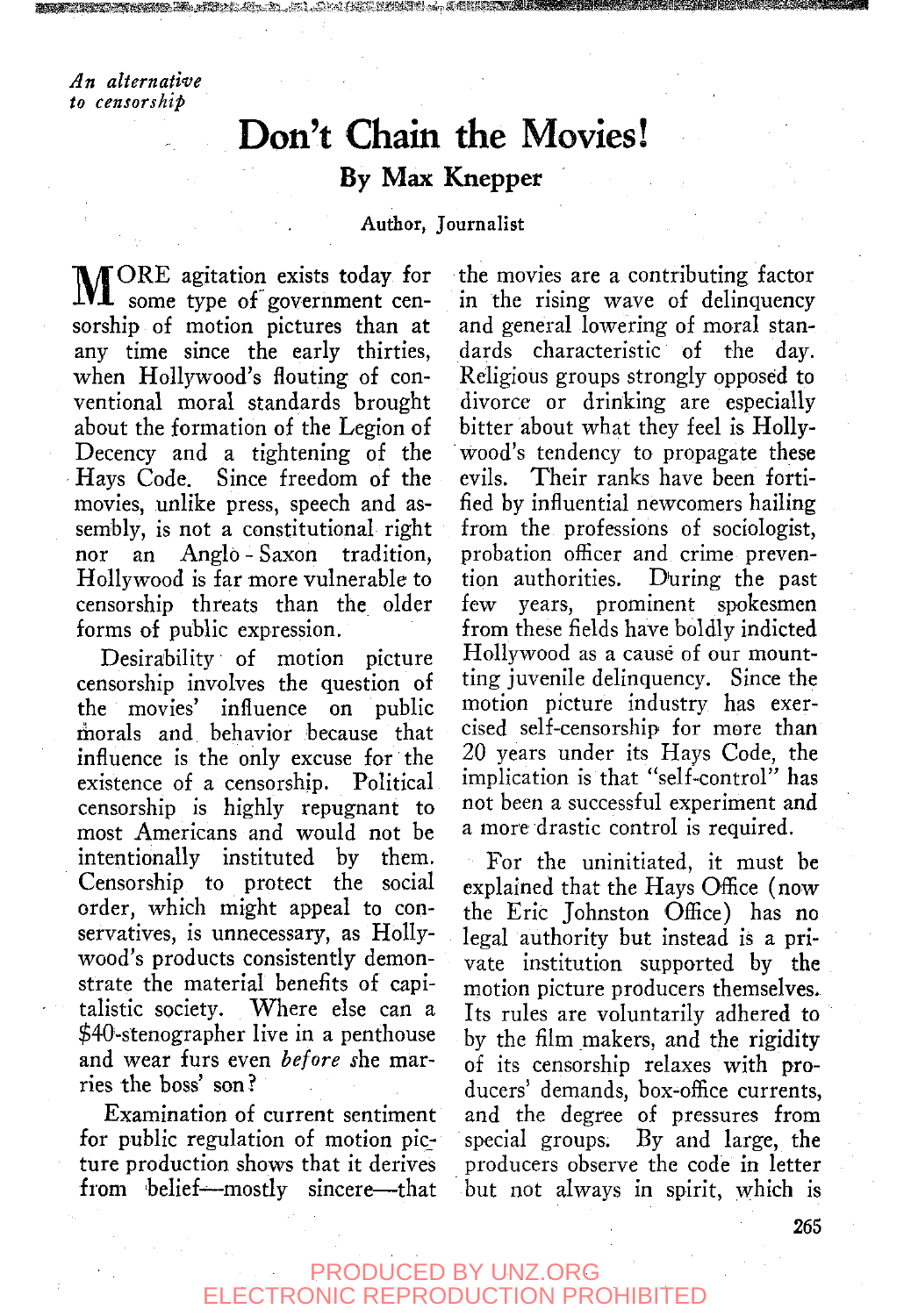*An alternative to censorship*

# Don't Chain the Movies!

## By Max Knepper

Author, Journalist

MORE agitation exists today for some type of government censorship of motion pictures than at any time since the early thirties, when Hollywood's flouting of conventional moral standards brought about the formation of the Legion of Decency and a tightening of the Hays Code. Since freedom of the movies, unlike press, speech and assembly, is not a constitutional right nor an Anglo-Saxon tradition, Hollywood is far more vulnerable to censorship threats than the older forms of public expression.

Desirability of motion picture censorship involves the question of the movies' influence on public morals and behavior because that influence is the only excuse for the existence of a censorship. Political censorship is highly repugnant to most Americans and would not be intentionally instituted by them. Censorship to protect the social order, which might appeal to conservatives, is unnecessary, as Hollywood's products consistently demonstrate the material benefits of capitalistic society. Where else can a $40-stenographer live in a penthouse and wear furs even *before* she marries the boss' son?

Examination of current sentiment for public regulation of motion picture production shows that it derives from belief—mostly sincere—that the movies are a contributing factor in the rising wave of delinquency and general lowering of moral standards characteristic of the day. Religious groups strongly opposed to divorce or drinking are especially bitter about what they feel is Hollywood's tendency to propagate these evils. Their ranks have been fortified by influential newcomers hailing from the professions of sociologist, probation officer and crime prevention authorities. During the past few years, prominent spokesmen from these fields have boldly indicted Hollywood as a cause of our mounting juvenile delinquency. Since the motion picture industry has exercised self-censorship for more than 20 years under its Hays Code, the implication is that "self-control" has not been a successful experiment and a more drastic control is required.

For the uninitiated, it must be explained that the Hays Office (now the Eric Johnston Office) has no legal authority but instead is a private institution supported by the motion picture producers themselves. Its rules are voluntarily adhered to by the film makers, and the rigidity of its censorship relaxes with producers' demands, box-office currents, and the degree of pressures from special groups. By and large, the producers observe the code in letter but not always in spirit, which is